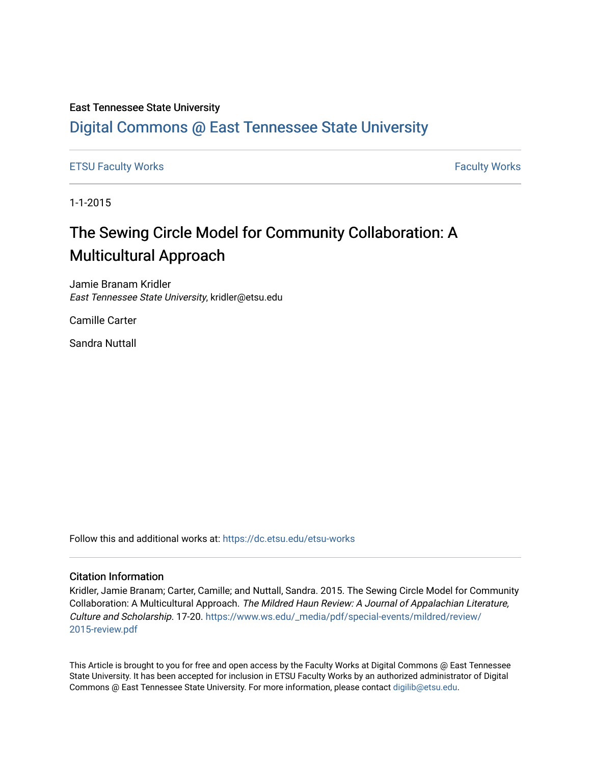East Tennessee State University

# Digital Commons @ East Tennessee State University

ETSU Faculty Works | Faculty Works

1-1-2015

## The Sewing Circle Model for Community Collaboration: A Multicultural Approach

Jamie Branam Kridler
*East Tennessee State University*, kridler@etsu.edu

Camille Carter

Sandra Nuttall

Follow this and additional works at: https://dc.etsu.edu/etsu-works

### Citation Information

Kridler, Jamie Branam; Carter, Camille; and Nuttall, Sandra. 2015. The Sewing Circle Model for Community Collaboration: A Multicultural Approach. *The Mildred Haun Review: A Journal of Appalachian Literature, Culture and Scholarship*. 17-20. https://www.ws.edu/_media/pdf/special-events/mildred/review/2015-review.pdf

This Article is brought to you for free and open access by the Faculty Works at Digital Commons @ East Tennessee State University. It has been accepted for inclusion in ETSU Faculty Works by an authorized administrator of Digital Commons @ East Tennessee State University. For more information, please contact digilib@etsu.edu.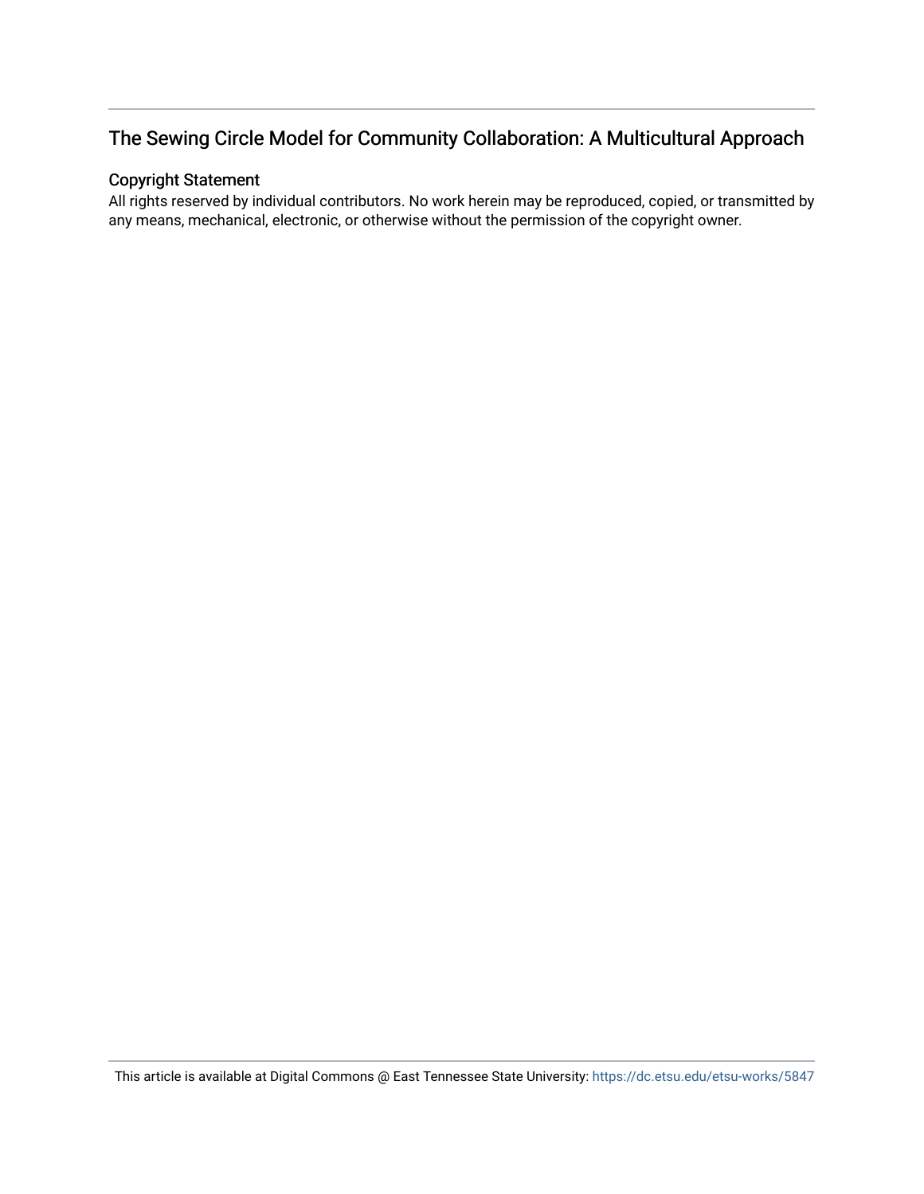## The Sewing Circle Model for Community Collaboration: A Multicultural Approach

### Copyright Statement

All rights reserved by individual contributors. No work herein may be reproduced, copied, or transmitted by any means, mechanical, electronic, or otherwise without the permission of the copyright owner.

This article is available at Digital Commons @ East Tennessee State University: https://dc.etsu.edu/etsu-works/5847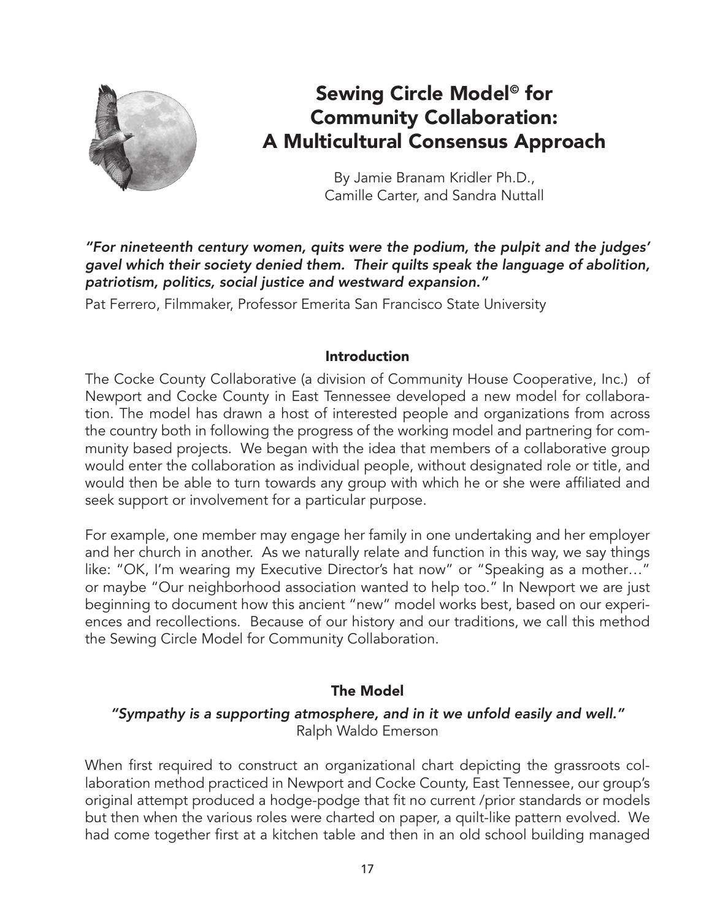# Sewing Circle Model© for Community Collaboration: A Multicultural Consensus Approach

By Jamie Branam Kridler Ph.D., Camille Carter, and Sandra Nuttall

***"For nineteenth century women, quits were the podium, the pulpit and the judges' gavel which their society denied them. Their quilts speak the language of abolition, patriotism, politics, social justice and westward expansion."***

Pat Ferrero, Filmmaker, Professor Emerita San Francisco State University

## Introduction

The Cocke County Collaborative (a division of Community House Cooperative, Inc.) of Newport and Cocke County in East Tennessee developed a new model for collaboration. The model has drawn a host of interested people and organizations from across the country both in following the progress of the working model and partnering for community based projects. We began with the idea that members of a collaborative group would enter the collaboration as individual people, without designated role or title, and would then be able to turn towards any group with which he or she were affiliated and seek support or involvement for a particular purpose.

For example, one member may engage her family in one undertaking and her employer and her church in another. As we naturally relate and function in this way, we say things like: "OK, I'm wearing my Executive Director's hat now" or "Speaking as a mother…" or maybe "Our neighborhood association wanted to help too." In Newport we are just beginning to document how this ancient "new" model works best, based on our experiences and recollections. Because of our history and our traditions, we call this method the Sewing Circle Model for Community Collaboration.

## The Model

***"Sympathy is a supporting atmosphere, and in it we unfold easily and well."***
Ralph Waldo Emerson

When first required to construct an organizational chart depicting the grassroots collaboration method practiced in Newport and Cocke County, East Tennessee, our group's original attempt produced a hodge-podge that fit no current /prior standards or models but then when the various roles were charted on paper, a quilt-like pattern evolved. We had come together first at a kitchen table and then in an old school building managed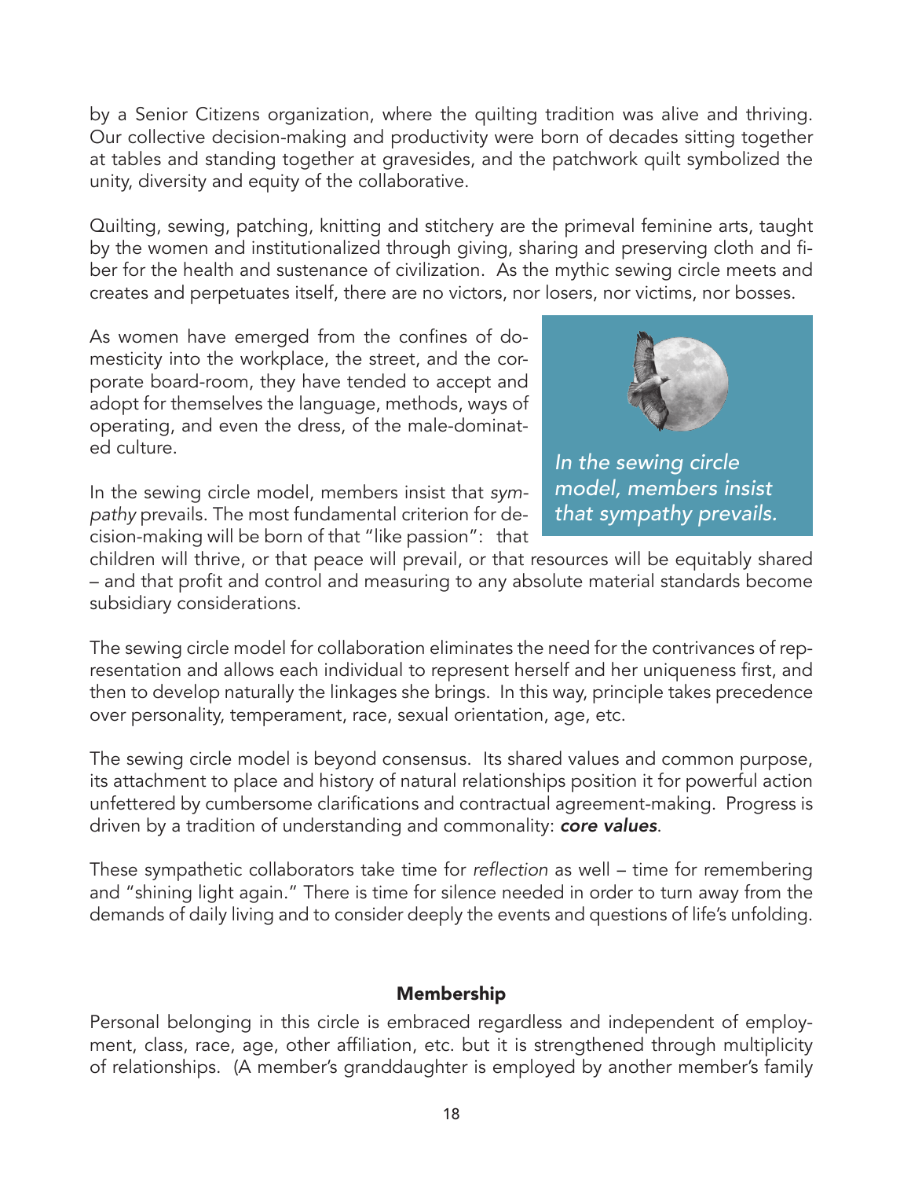by a Senior Citizens organization, where the quilting tradition was alive and thriving. Our collective decision-making and productivity were born of decades sitting together at tables and standing together at gravesides, and the patchwork quilt symbolized the unity, diversity and equity of the collaborative.

Quilting, sewing, patching, knitting and stitchery are the primeval feminine arts, taught by the women and institutionalized through giving, sharing and preserving cloth and fiber for the health and sustenance of civilization. As the mythic sewing circle meets and creates and perpetuates itself, there are no victors, nor losers, nor victims, nor bosses.

As women have emerged from the confines of domesticity into the workplace, the street, and the corporate board-room, they have tended to accept and adopt for themselves the language, methods, ways of operating, and even the dress, of the male-dominated culture.

*In the sewing circle model, members insist that sympathy prevails.*

In the sewing circle model, members insist that *sympathy* prevails. The most fundamental criterion for decision-making will be born of that "like passion": that children will thrive, or that peace will prevail, or that resources will be equitably shared – and that profit and control and measuring to any absolute material standards become subsidiary considerations.

The sewing circle model for collaboration eliminates the need for the contrivances of representation and allows each individual to represent herself and her uniqueness first, and then to develop naturally the linkages she brings. In this way, principle takes precedence over personality, temperament, race, sexual orientation, age, etc.

The sewing circle model is beyond consensus. Its shared values and common purpose, its attachment to place and history of natural relationships position it for powerful action unfettered by cumbersome clarifications and contractual agreement-making. Progress is driven by a tradition of understanding and commonality: ***core values***.

These sympathetic collaborators take time for *reflection* as well – time for remembering and "shining light again." There is time for silence needed in order to turn away from the demands of daily living and to consider deeply the events and questions of life's unfolding.

## Membership

Personal belonging in this circle is embraced regardless and independent of employment, class, race, age, other affiliation, etc. but it is strengthened through multiplicity of relationships. (A member's granddaughter is employed by another member's family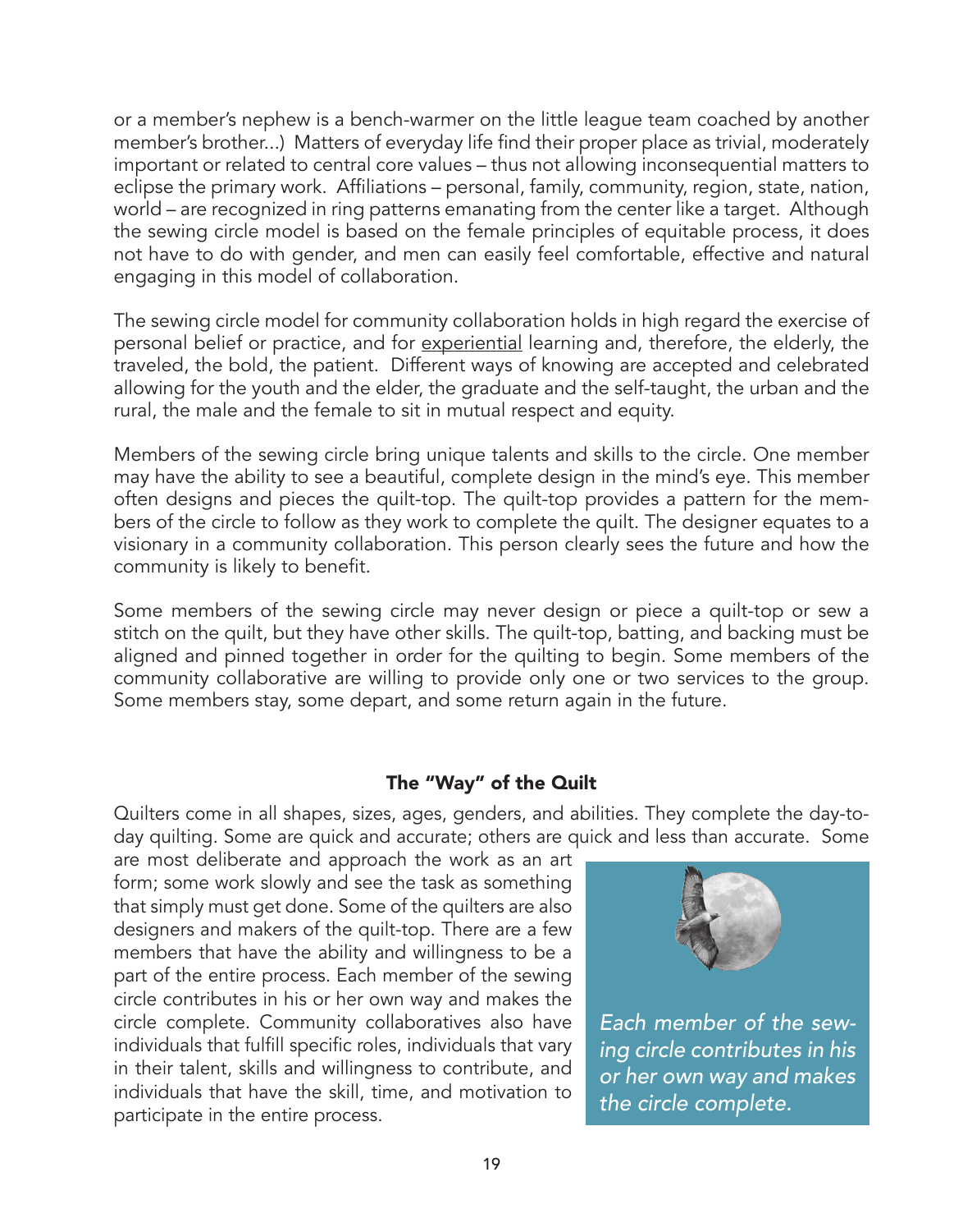or a member's nephew is a bench-warmer on the little league team coached by another member's brother...) Matters of everyday life find their proper place as trivial, moderately important or related to central core values – thus not allowing inconsequential matters to eclipse the primary work. Affiliations – personal, family, community, region, state, nation, world – are recognized in ring patterns emanating from the center like a target. Although the sewing circle model is based on the female principles of equitable process, it does not have to do with gender, and men can easily feel comfortable, effective and natural engaging in this model of collaboration.

The sewing circle model for community collaboration holds in high regard the exercise of personal belief or practice, and for experiential learning and, therefore, the elderly, the traveled, the bold, the patient. Different ways of knowing are accepted and celebrated allowing for the youth and the elder, the graduate and the self-taught, the urban and the rural, the male and the female to sit in mutual respect and equity.

Members of the sewing circle bring unique talents and skills to the circle. One member may have the ability to see a beautiful, complete design in the mind's eye. This member often designs and pieces the quilt-top. The quilt-top provides a pattern for the members of the circle to follow as they work to complete the quilt. The designer equates to a visionary in a community collaboration. This person clearly sees the future and how the community is likely to benefit.

Some members of the sewing circle may never design or piece a quilt-top or sew a stitch on the quilt, but they have other skills. The quilt-top, batting, and backing must be aligned and pinned together in order for the quilting to begin. Some members of the community collaborative are willing to provide only one or two services to the group. Some members stay, some depart, and some return again in the future.

## The "Way" of the Quilt

Quilters come in all shapes, sizes, ages, genders, and abilities. They complete the day-to-day quilting. Some are quick and accurate; others are quick and less than accurate. Some are most deliberate and approach the work as an art form; some work slowly and see the task as something that simply must get done. Some of the quilters are also designers and makers of the quilt-top. There are a few members that have the ability and willingness to be a part of the entire process. Each member of the sewing circle contributes in his or her own way and makes the circle complete. Community collaboratives also have individuals that fulfill specific roles, individuals that vary in their talent, skills and willingness to contribute, and individuals that have the skill, time, and motivation to participate in the entire process.

*Each member of the sewing circle contributes in his or her own way and makes the circle complete.*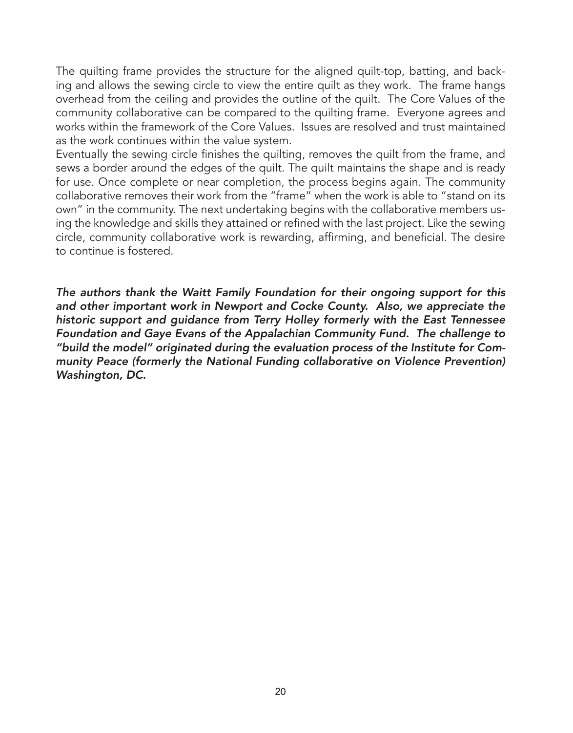The quilting frame provides the structure for the aligned quilt-top, batting, and backing and allows the sewing circle to view the entire quilt as they work. The frame hangs overhead from the ceiling and provides the outline of the quilt. The Core Values of the community collaborative can be compared to the quilting frame. Everyone agrees and works within the framework of the Core Values. Issues are resolved and trust maintained as the work continues within the value system.

Eventually the sewing circle finishes the quilting, removes the quilt from the frame, and sews a border around the edges of the quilt. The quilt maintains the shape and is ready for use. Once complete or near completion, the process begins again. The community collaborative removes their work from the "frame" when the work is able to "stand on its own" in the community. The next undertaking begins with the collaborative members using the knowledge and skills they attained or refined with the last project. Like the sewing circle, community collaborative work is rewarding, affirming, and beneficial. The desire to continue is fostered.

***The authors thank the Waitt Family Foundation for their ongoing support for this and other important work in Newport and Cocke County. Also, we appreciate the historic support and guidance from Terry Holley formerly with the East Tennessee Foundation and Gaye Evans of the Appalachian Community Fund. The challenge to "build the model" originated during the evaluation process of the Institute for Community Peace (formerly the National Funding collaborative on Violence Prevention) Washington, DC.***